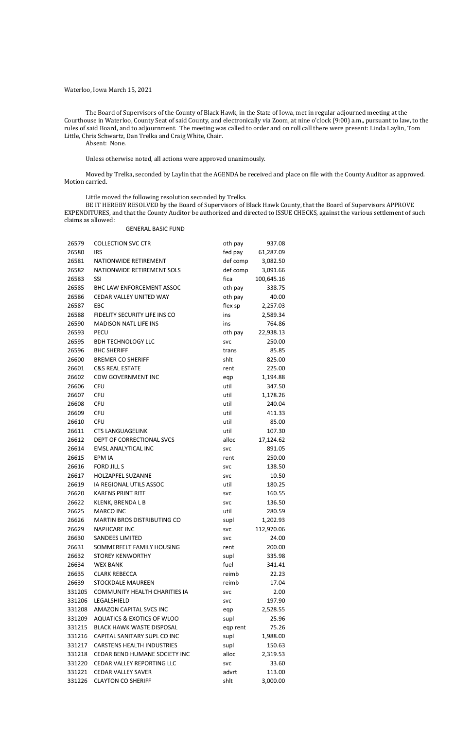Waterloo, Iowa March 15, 2021

The Board of Supervisors of the County of Black Hawk, in the State of Iowa, met in regular adjourned meeting at the Courthouse in Waterloo, County Seat of said County, and electronically via Zoom, at nine o'clock (9:00) a.m., pursuant to law, to the rules of said Board, and to adjournment. The meeting was called to order and on roll call there were present: Linda Laylin, Tom Little, Chris Schwartz, Dan Trelka and Craig White, Chair.

Absent: None.

Unless otherwise noted, all actions were approved unanimously.

Moved by Trelka, seconded by Laylin that the AGENDA be received and place on file with the County Auditor as approved. Motion carried.

Little moved the following resolution seconded by Trelka.

BE IT HEREBY RESOLVED by the Board of Supervisors of Black Hawk County, that the Board of Supervisors APPROVE EXPENDITURES, and that the County Auditor be authorized and directed to ISSUE CHECKS, against the various settlement of such claims as allowed:

GENERAL BASIC FUND

| | | | |
|---|---|---|---|
| 26579 | COLLECTION SVC CTR | oth pay | 937.08 |
| 26580 | IRS | fed pay | 61,287.09 |
| 26581 | NATIONWIDE RETIREMENT | def comp | 3,082.50 |
| 26582 | NATIONWIDE RETIREMENT SOLS | def comp | 3,091.66 |
| 26583 | SSI | fica | 100,645.16 |
| 26585 | BHC LAW ENFORCEMENT ASSOC | oth pay | 338.75 |
| 26586 | CEDAR VALLEY UNITED WAY | oth pay | 40.00 |
| 26587 | EBC | flex sp | 2,257.03 |
| 26588 | FIDELITY SECURITY LIFE INS CO | ins | 2,589.34 |
| 26590 | MADISON NATL LIFE INS | ins | 764.86 |
| 26593 | PECU | oth pay | 22,938.13 |
| 26595 | BDH TECHNOLOGY LLC | svc | 250.00 |
| 26596 | BHC SHERIFF | trans | 85.85 |
| 26600 | BREMER CO SHERIFF | shlt | 825.00 |
| 26601 | C&S REAL ESTATE | rent | 225.00 |
| 26602 | CDW GOVERNMENT INC | eqp | 1,194.88 |
| 26606 | CFU | util | 347.50 |
| 26607 | CFU | util | 1,178.26 |
| 26608 | CFU | util | 240.04 |
| 26609 | CFU | util | 411.33 |
| 26610 | CFU | util | 85.00 |
| 26611 | CTS LANGUAGELINK | util | 107.30 |
| 26612 | DEPT OF CORRECTIONAL SVCS | alloc | 17,124.62 |
| 26614 | EMSL ANALYTICAL INC | svc | 891.05 |
| 26615 | EPM IA | rent | 250.00 |
| 26616 | FORD JILL S | svc | 138.50 |
| 26617 | HOLZAPFEL SUZANNE | svc | 10.50 |
| 26619 | IA REGIONAL UTILS ASSOC | util | 180.25 |
| 26620 | KARENS PRINT RITE | svc | 160.55 |
| 26622 | KLENK, BRENDA L B | svc | 136.50 |
| 26625 | MARCO INC | util | 280.59 |
| 26626 | MARTIN BROS DISTRIBUTING CO | supl | 1,202.93 |
| 26629 | NAPHCARE INC | svc | 112,970.06 |
| 26630 | SANDEES LIMITED | svc | 24.00 |
| 26631 | SOMMERFELT FAMILY HOUSING | rent | 200.00 |
| 26632 | STOREY KENWORTHY | supl | 335.98 |
| 26634 | WEX BANK | fuel | 341.41 |
| 26635 | CLARK REBECCA | reimb | 22.23 |
| 26639 | STOCKDALE MAUREEN | reimb | 17.04 |
| 331205 | COMMUNITY HEALTH CHARITIES IA | svc | 2.00 |
| 331206 | LEGALSHIELD | svc | 197.90 |
| 331208 | AMAZON CAPITAL SVCS INC | eqp | 2,528.55 |
| 331209 | AQUATICS & EXOTICS OF WLOO | supl | 25.96 |
| 331215 | BLACK HAWK WASTE DISPOSAL | eqp rent | 75.26 |
| 331216 | CAPITAL SANITARY SUPL CO INC | supl | 1,988.00 |
| 331217 | CARSTENS HEALTH INDUSTRIES | supl | 150.63 |
| 331218 | CEDAR BEND HUMANE SOCIETY INC | alloc | 2,319.53 |
| 331220 | CEDAR VALLEY REPORTING LLC | svc | 33.60 |
| 331221 | CEDAR VALLEY SAVER | advrt | 113.00 |
| 331226 | CLAYTON CO SHERIFF | shlt | 3,000.00 |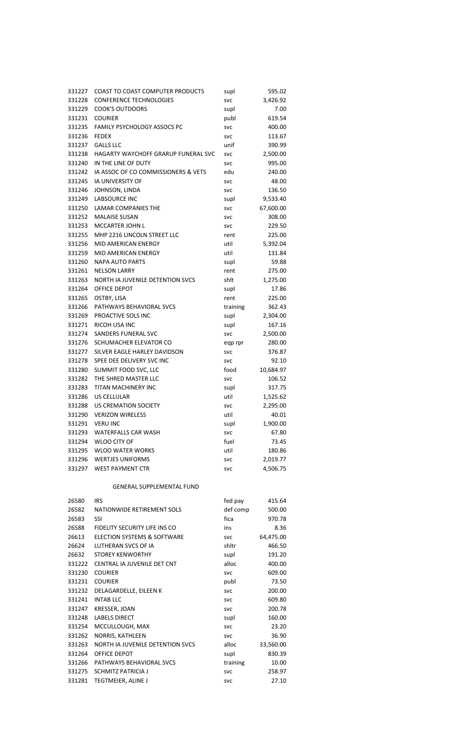| | | | |
|---|---|---|---|
| 331227 | COAST TO COAST COMPUTER PRODUCTS | supl | 595.02 |
| 331228 | CONFERENCE TECHNOLOGIES | svc | 3,426.92 |
| 331229 | COOK'S OUTDOORS | supl | 7.00 |
| 331231 | COURIER | publ | 619.54 |
| 331235 | FAMILY PSYCHOLOGY ASSOCS PC | svc | 400.00 |
| 331236 | FEDEX | svc | 113.67 |
| 331237 | GALLS LLC | unif | 390.99 |
| 331238 | HAGARTY WAYCHOFF GRARUP FUNERAL SVC | svc | 2,500.00 |
| 331240 | IN THE LINE OF DUTY | svc | 995.00 |
| 331242 | IA ASSOC OF CO COMMISSIONERS & VETS | edu | 240.00 |
| 331245 | IA UNIVERSITY OF | svc | 48.00 |
| 331246 | JOHNSON, LINDA | svc | 136.50 |
| 331249 | LABSOURCE INC | supl | 9,533.40 |
| 331250 | LAMAR COMPANIES THE | svc | 67,600.00 |
| 331252 | MALAISE SUSAN | svc | 308.00 |
| 331253 | MCCARTER JOHN L | svc | 229.50 |
| 331255 | MHP 2216 LINCOLN STREET LLC | rent | 225.00 |
| 331256 | MID AMERICAN ENERGY | util | 5,392.04 |
| 331259 | MID AMERICAN ENERGY | util | 131.84 |
| 331260 | NAPA AUTO PARTS | supl | 59.88 |
| 331261 | NELSON LARRY | rent | 275.00 |
| 331263 | NORTH IA JUVENILE DETENTION SVCS | shlt | 1,275.00 |
| 331264 | OFFICE DEPOT | supl | 17.86 |
| 331265 | OSTBY, LISA | rent | 225.00 |
| 331266 | PATHWAYS BEHAVIORAL SVCS | training | 362.43 |
| 331269 | PROACTIVE SOLS INC | supl | 2,304.00 |
| 331271 | RICOH USA INC | supl | 167.16 |
| 331274 | SANDERS FUNERAL SVC | svc | 2,500.00 |
| 331276 | SCHUMACHER ELEVATOR CO | eqp rpr | 280.00 |
| 331277 | SILVER EAGLE HARLEY DAVIDSON | svc | 376.87 |
| 331278 | SPEE DEE DELIVERY SVC INC | svc | 92.10 |
| 331280 | SUMMIT FOOD SVC, LLC | food | 10,684.97 |
| 331282 | THE SHRED MASTER LLC | svc | 106.52 |
| 331283 | TITAN MACHINERY INC | supl | 317.75 |
| 331286 | US CELLULAR | util | 1,525.62 |
| 331288 | US CREMATION SOCIETY | svc | 2,295.00 |
| 331290 | VERIZON WIRELESS | util | 40.01 |
| 331291 | VERU INC | supl | 1,900.00 |
| 331293 | WATERFALLS CAR WASH | svc | 67.80 |
| 331294 | WLOO CITY OF | fuel | 73.45 |
| 331295 | WLOO WATER WORKS | util | 180.86 |
| 331296 | WERTJES UNIFORMS | svc | 2,019.77 |
| 331297 | WEST PAYMENT CTR | svc | 4,506.75 |

## GENERAL SUPPLEMENTAL FUND

| | | | |
|---|---|---|---|
| 26580 | IRS | fed pay | 415.64 |
| 26582 | NATIONWIDE RETIREMENT SOLS | def comp | 500.00 |
| 26583 | SSI | fica | 970.78 |
| 26588 | FIDELITY SECURITY LIFE INS CO | ins | 8.36 |
| 26613 | ELECTION SYSTEMS & SOFTWARE | svc | 64,475.00 |
| 26624 | LUTHERAN SVCS OF IA | shltr | 466.50 |
| 26632 | STOREY KENWORTHY | supl | 191.20 |
| 331222 | CENTRAL IA JUVENILE DET CNT | alloc | 400.00 |
| 331230 | COURIER | svc | 609.00 |
| 331231 | COURIER | publ | 73.50 |
| 331232 | DELAGARDELLE, EILEEN K | svc | 200.00 |
| 331241 | INTAB LLC | svc | 609.80 |
| 331247 | KRESSER, JOAN | svc | 200.78 |
| 331248 | LABELS DIRECT | supl | 160.00 |
| 331254 | MCCULLOUGH, MAX | svc | 23.20 |
| 331262 | NORRIS, KATHLEEN | svc | 36.90 |
| 331263 | NORTH IA JUVENILE DETENTION SVCS | alloc | 33,560.00 |
| 331264 | OFFICE DEPOT | supl | 830.39 |
| 331266 | PATHWAYS BEHAVIORAL SVCS | training | 10.00 |
| 331275 | SCHMITZ PATRICIA J | svc | 258.97 |
| 331281 | TEGTMEIER, ALINE J | svc | 27.10 |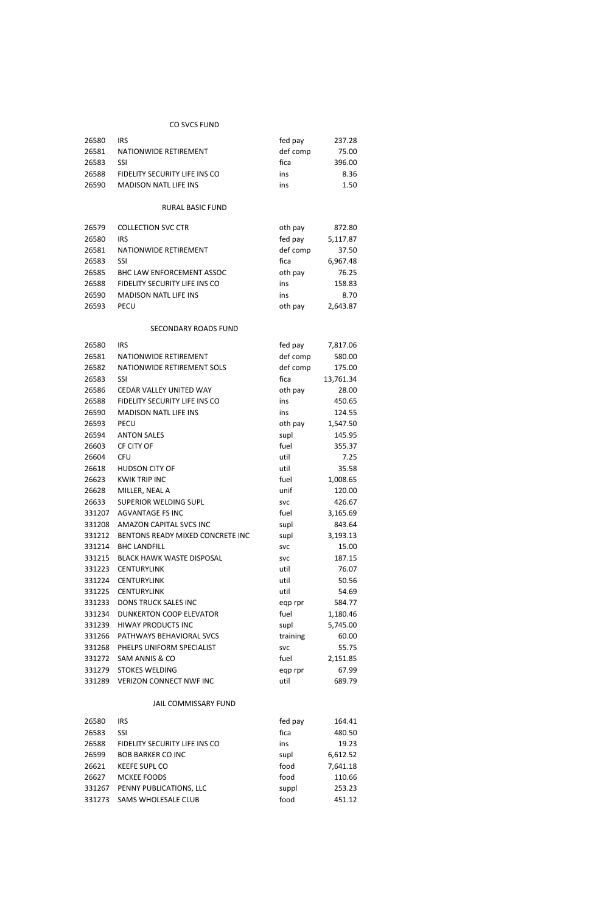## CO SVCS FUND

| | | | |
|---|---|---|---|
| 26580 | IRS | fed pay | 237.28 |
| 26581 | NATIONWIDE RETIREMENT | def comp | 75.00 |
| 26583 | SSI | fica | 396.00 |
| 26588 | FIDELITY SECURITY LIFE INS CO | ins | 8.36 |
| 26590 | MADISON NATL LIFE INS | ins | 1.50 |

## RURAL BASIC FUND

| | | | |
|---|---|---|---|
| 26579 | COLLECTION SVC CTR | oth pay | 872.80 |
| 26580 | IRS | fed pay | 5,117.87 |
| 26581 | NATIONWIDE RETIREMENT | def comp | 37.50 |
| 26583 | SSI | fica | 6,967.48 |
| 26585 | BHC LAW ENFORCEMENT ASSOC | oth pay | 76.25 |
| 26588 | FIDELITY SECURITY LIFE INS CO | ins | 158.83 |
| 26590 | MADISON NATL LIFE INS | ins | 8.70 |
| 26593 | PECU | oth pay | 2,643.87 |

## SECONDARY ROADS FUND

| | | | |
|---|---|---|---|
| 26580 | IRS | fed pay | 7,817.06 |
| 26581 | NATIONWIDE RETIREMENT | def comp | 580.00 |
| 26582 | NATIONWIDE RETIREMENT SOLS | def comp | 175.00 |
| 26583 | SSI | fica | 13,761.34 |
| 26586 | CEDAR VALLEY UNITED WAY | oth pay | 28.00 |
| 26588 | FIDELITY SECURITY LIFE INS CO | ins | 450.65 |
| 26590 | MADISON NATL LIFE INS | ins | 124.55 |
| 26593 | PECU | oth pay | 1,547.50 |
| 26594 | ANTON SALES | supl | 145.95 |
| 26603 | CF CITY OF | fuel | 355.37 |
| 26604 | CFU | util | 7.25 |
| 26618 | HUDSON CITY OF | util | 35.58 |
| 26623 | KWIK TRIP INC | fuel | 1,008.65 |
| 26628 | MILLER, NEAL A | unif | 120.00 |
| 26633 | SUPERIOR WELDING SUPL | svc | 426.67 |
| 331207 | AGVANTAGE FS INC | fuel | 3,165.69 |
| 331208 | AMAZON CAPITAL SVCS INC | supl | 843.64 |
| 331212 | BENTONS READY MIXED CONCRETE INC | supl | 3,193.13 |
| 331214 | BHC LANDFILL | svc | 15.00 |
| 331215 | BLACK HAWK WASTE DISPOSAL | svc | 187.15 |
| 331223 | CENTURYLINK | util | 76.07 |
| 331224 | CENTURYLINK | util | 50.56 |
| 331225 | CENTURYLINK | util | 54.69 |
| 331233 | DONS TRUCK SALES INC | eqp rpr | 584.77 |
| 331234 | DUNKERTON COOP ELEVATOR | fuel | 1,180.46 |
| 331239 | HIWAY PRODUCTS INC | supl | 5,745.00 |
| 331266 | PATHWAYS BEHAVIORAL SVCS | training | 60.00 |
| 331268 | PHELPS UNIFORM SPECIALIST | svc | 55.75 |
| 331272 | SAM ANNIS & CO | fuel | 2,151.85 |
| 331279 | STOKES WELDING | eqp rpr | 67.99 |
| 331289 | VERIZON CONNECT NWF INC | util | 689.79 |

## JAIL COMMISSARY FUND

| | | | |
|---|---|---|---|
| 26580 | IRS | fed pay | 164.41 |
| 26583 | SSI | fica | 480.50 |
| 26588 | FIDELITY SECURITY LIFE INS CO | ins | 19.23 |
| 26599 | BOB BARKER CO INC | supl | 6,612.52 |
| 26621 | KEEFE SUPL CO | food | 7,641.18 |
| 26627 | MCKEE FOODS | food | 110.66 |
| 331267 | PENNY PUBLICATIONS, LLC | suppl | 253.23 |
| 331273 | SAMS WHOLESALE CLUB | food | 451.12 |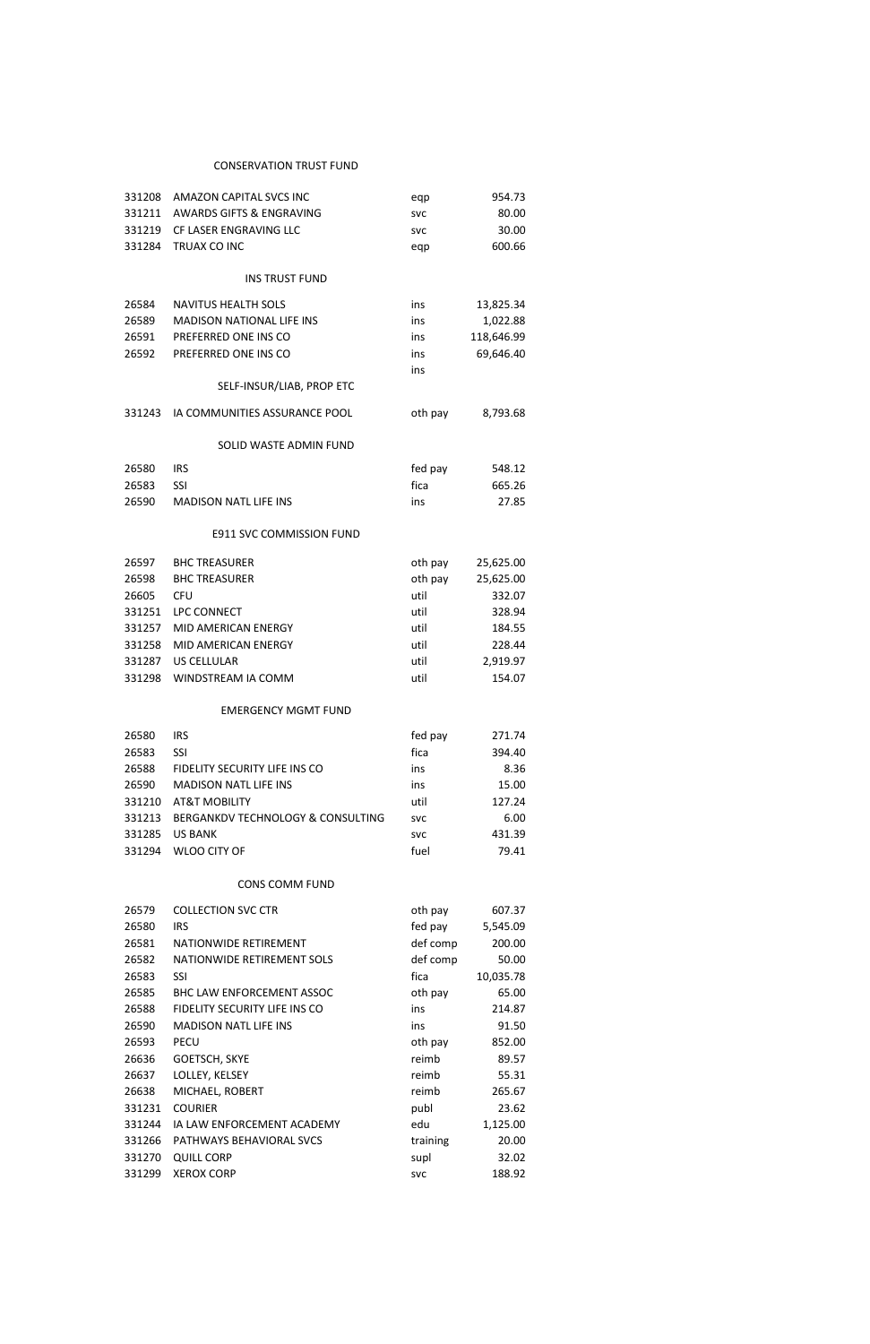## CONSERVATION TRUST FUND

| | | | |
|---|---|---|---|
| 331208 | AMAZON CAPITAL SVCS INC | eqp | 954.73 |
| 331211 | AWARDS GIFTS & ENGRAVING | svc | 80.00 |
| 331219 | CF LASER ENGRAVING LLC | svc | 30.00 |
| 331284 | TRUAX CO INC | eqp | 600.66 |

## INS TRUST FUND

| | | | |
|---|---|---|---|
| 26584 | NAVITUS HEALTH SOLS | ins | 13,825.34 |
| 26589 | MADISON NATIONAL LIFE INS | ins | 1,022.88 |
| 26591 | PREFERRED ONE INS CO | ins | 118,646.99 |
| 26592 | PREFERRED ONE INS CO | ins | 69,646.40 |
| | | ins | |

## SELF-INSUR/LIAB, PROP ETC

| | | | |
|---|---|---|---|
| 331243 | IA COMMUNITIES ASSURANCE POOL | oth pay | 8,793.68 |

## SOLID WASTE ADMIN FUND

| | | | |
|---|---|---|---|
| 26580 | IRS | fed pay | 548.12 |
| 26583 | SSI | fica | 665.26 |
| 26590 | MADISON NATL LIFE INS | ins | 27.85 |

## E911 SVC COMMISSION FUND

| | | | |
|---|---|---|---|
| 26597 | BHC TREASURER | oth pay | 25,625.00 |
| 26598 | BHC TREASURER | oth pay | 25,625.00 |
| 26605 | CFU | util | 332.07 |
| 331251 | LPC CONNECT | util | 328.94 |
| 331257 | MID AMERICAN ENERGY | util | 184.55 |
| 331258 | MID AMERICAN ENERGY | util | 228.44 |
| 331287 | US CELLULAR | util | 2,919.97 |
| 331298 | WINDSTREAM IA COMM | util | 154.07 |

## EMERGENCY MGMT FUND

| | | | |
|---|---|---|---|
| 26580 | IRS | fed pay | 271.74 |
| 26583 | SSI | fica | 394.40 |
| 26588 | FIDELITY SECURITY LIFE INS CO | ins | 8.36 |
| 26590 | MADISON NATL LIFE INS | ins | 15.00 |
| 331210 | AT&T MOBILITY | util | 127.24 |
| 331213 | BERGANKDV TECHNOLOGY & CONSULTING | svc | 6.00 |
| 331285 | US BANK | svc | 431.39 |
| 331294 | WLOO CITY OF | fuel | 79.41 |

## CONS COMM FUND

| | | | |
|---|---|---|---|
| 26579 | COLLECTION SVC CTR | oth pay | 607.37 |
| 26580 | IRS | fed pay | 5,545.09 |
| 26581 | NATIONWIDE RETIREMENT | def comp | 200.00 |
| 26582 | NATIONWIDE RETIREMENT SOLS | def comp | 50.00 |
| 26583 | SSI | fica | 10,035.78 |
| 26585 | BHC LAW ENFORCEMENT ASSOC | oth pay | 65.00 |
| 26588 | FIDELITY SECURITY LIFE INS CO | ins | 214.87 |
| 26590 | MADISON NATL LIFE INS | ins | 91.50 |
| 26593 | PECU | oth pay | 852.00 |
| 26636 | GOETSCH, SKYE | reimb | 89.57 |
| 26637 | LOLLEY, KELSEY | reimb | 55.31 |
| 26638 | MICHAEL, ROBERT | reimb | 265.67 |
| 331231 | COURIER | publ | 23.62 |
| 331244 | IA LAW ENFORCEMENT ACADEMY | edu | 1,125.00 |
| 331266 | PATHWAYS BEHAVIORAL SVCS | training | 20.00 |
| 331270 | QUILL CORP | supl | 32.02 |
| 331299 | XEROX CORP | svc | 188.92 |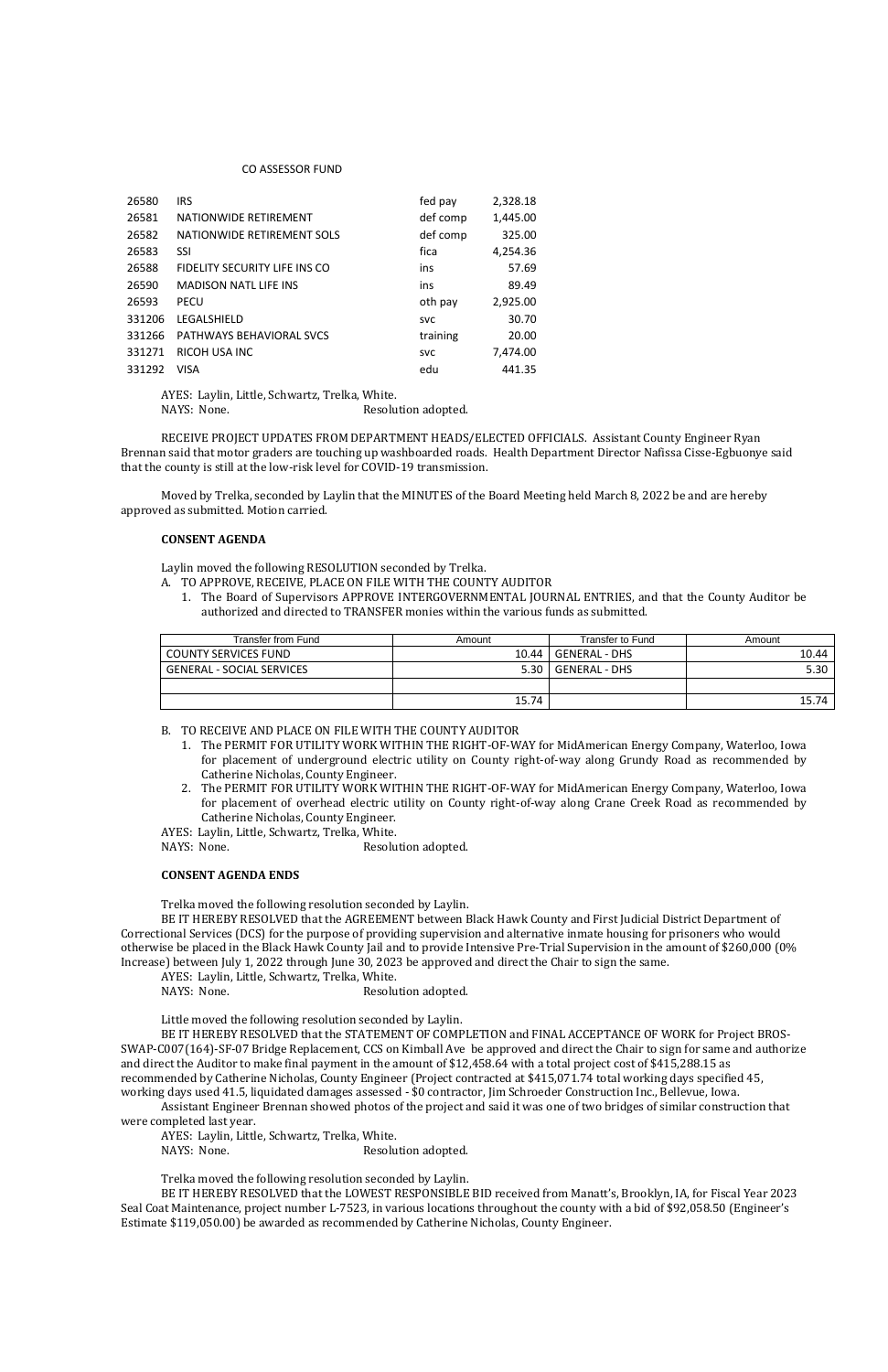CO ASSESSOR FUND

| | | | |
|---|---|---|---|
| 26580 | IRS | fed pay | 2,328.18 |
| 26581 | NATIONWIDE RETIREMENT | def comp | 1,445.00 |
| 26582 | NATIONWIDE RETIREMENT SOLS | def comp | 325.00 |
| 26583 | SSI | fica | 4,254.36 |
| 26588 | FIDELITY SECURITY LIFE INS CO | ins | 57.69 |
| 26590 | MADISON NATL LIFE INS | ins | 89.49 |
| 26593 | PECU | oth pay | 2,925.00 |
| 331206 | LEGALSHIELD | svc | 30.70 |
| 331266 | PATHWAYS BEHAVIORAL SVCS | training | 20.00 |
| 331271 | RICOH USA INC | svc | 7,474.00 |
| 331292 | VISA | edu | 441.35 |

AYES: Laylin, Little, Schwartz, Trelka, White.
NAYS: None. Resolution adopted.

RECEIVE PROJECT UPDATES FROM DEPARTMENT HEADS/ELECTED OFFICIALS. Assistant County Engineer Ryan Brennan said that motor graders are touching up washboarded roads. Health Department Director Nafissa Cisse-Egbuonye said that the county is still at the low-risk level for COVID-19 transmission.

Moved by Trelka, seconded by Laylin that the MINUTES of the Board Meeting held March 8, 2022 be and are hereby approved as submitted. Motion carried.

**CONSENT AGENDA**

Laylin moved the following RESOLUTION seconded by Trelka.

A. TO APPROVE, RECEIVE, PLACE ON FILE WITH THE COUNTY AUDITOR
   1. The Board of Supervisors APPROVE INTERGOVERNMENTAL JOURNAL ENTRIES, and that the County Auditor be authorized and directed to TRANSFER monies within the various funds as submitted.

| Transfer from Fund | Amount | Transfer to Fund | Amount |
|---|---|---|---|
| COUNTY SERVICES FUND | 10.44 | GENERAL - DHS | 10.44 |
| GENERAL - SOCIAL SERVICES | 5.30 | GENERAL - DHS | 5.30 |
| | | | |
| | 15.74 | | 15.74 |

B. TO RECEIVE AND PLACE ON FILE WITH THE COUNTY AUDITOR
   1. The PERMIT FOR UTILITY WORK WITHIN THE RIGHT-OF-WAY for MidAmerican Energy Company, Waterloo, Iowa for placement of underground electric utility on County right-of-way along Grundy Road as recommended by Catherine Nicholas, County Engineer.
   2. The PERMIT FOR UTILITY WORK WITHIN THE RIGHT-OF-WAY for MidAmerican Energy Company, Waterloo, Iowa for placement of overhead electric utility on County right-of-way along Crane Creek Road as recommended by Catherine Nicholas, County Engineer.

AYES: Laylin, Little, Schwartz, Trelka, White.
NAYS: None. Resolution adopted.

**CONSENT AGENDA ENDS**

Trelka moved the following resolution seconded by Laylin.

BE IT HEREBY RESOLVED that the AGREEMENT between Black Hawk County and First Judicial District Department of Correctional Services (DCS) for the purpose of providing supervision and alternative inmate housing for prisoners who would otherwise be placed in the Black Hawk County Jail and to provide Intensive Pre-Trial Supervision in the amount of $260,000 (0% Increase) between July 1, 2022 through June 30, 2023 be approved and direct the Chair to sign the same.

AYES: Laylin, Little, Schwartz, Trelka, White.
NAYS: None. Resolution adopted.

Little moved the following resolution seconded by Laylin.

BE IT HEREBY RESOLVED that the STATEMENT OF COMPLETION and FINAL ACCEPTANCE OF WORK for Project BROS-SWAP-C007(164)-SF-07 Bridge Replacement, CCS on Kimball Ave be approved and direct the Chair to sign for same and authorize and direct the Auditor to make final payment in the amount of $12,458.64 with a total project cost of $415,288.15 as recommended by Catherine Nicholas, County Engineer (Project contracted at $415,071.74 total working days specified 45, working days used 41.5, liquidated damages assessed - $0 contractor, Jim Schroeder Construction Inc., Bellevue, Iowa.

Assistant Engineer Brennan showed photos of the project and said it was one of two bridges of similar construction that were completed last year.

AYES: Laylin, Little, Schwartz, Trelka, White.
NAYS: None. Resolution adopted.

Trelka moved the following resolution seconded by Laylin.

BE IT HEREBY RESOLVED that the LOWEST RESPONSIBLE BID received from Manatt's, Brooklyn, IA, for Fiscal Year 2023 Seal Coat Maintenance, project number L-7523, in various locations throughout the county with a bid of $92,058.50 (Engineer's Estimate $119,050.00) be awarded as recommended by Catherine Nicholas, County Engineer.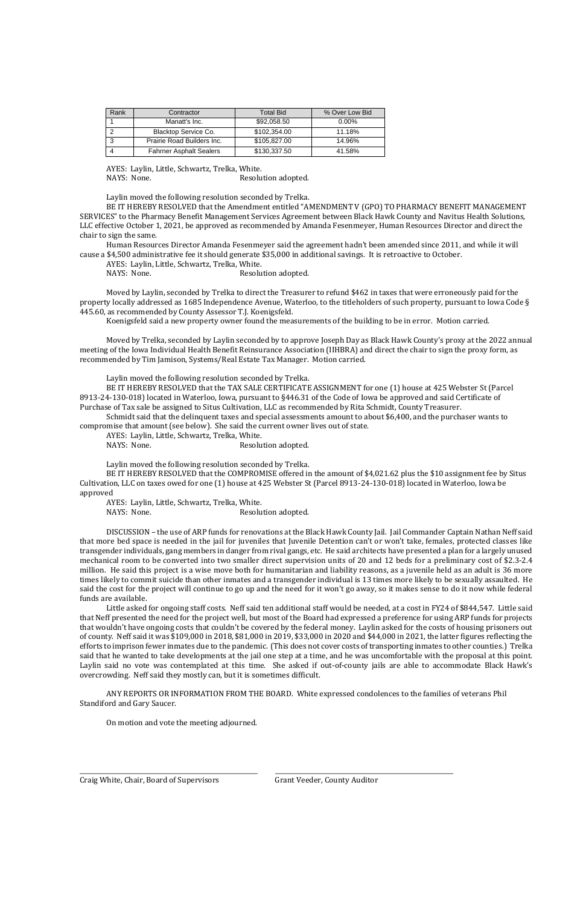| Rank | Contractor | Total Bid | % Over Low Bid |
|---|---|---|---|
| 1 | Manatt's Inc. | $92,058.50 | 0.00% |
| 2 | Blacktop Service Co. | $102,354.00 | 11.18% |
| 3 | Prairie Road Builders Inc. | $105,827.00 | 14.96% |
| 4 | Fahrner Asphalt Sealers | $130,337.50 | 41.58% |

AYES: Laylin, Little, Schwartz, Trelka, White.
NAYS: None. Resolution adopted.

Laylin moved the following resolution seconded by Trelka.

BE IT HEREBY RESOLVED that the Amendment entitled "AMENDMENT V (GPO) TO PHARMACY BENEFIT MANAGEMENT SERVICES" to the Pharmacy Benefit Management Services Agreement between Black Hawk County and Navitus Health Solutions, LLC effective October 1, 2021, be approved as recommended by Amanda Fesenmeyer, Human Resources Director and direct the chair to sign the same.

Human Resources Director Amanda Fesenmeyer said the agreement hadn't been amended since 2011, and while it will cause a $4,500 administrative fee it should generate $35,000 in additional savings. It is retroactive to October.

AYES: Laylin, Little, Schwartz, Trelka, White.
NAYS: None. Resolution adopted.

Moved by Laylin, seconded by Trelka to direct the Treasurer to refund $462 in taxes that were erroneously paid for the property locally addressed as 1685 Independence Avenue, Waterloo, to the titleholders of such property, pursuant to Iowa Code § 445.60, as recommended by County Assessor T.J. Koenigsfeld.

Koenigsfeld said a new property owner found the measurements of the building to be in error. Motion carried.

Moved by Trelka, seconded by Laylin seconded by to approve Joseph Day as Black Hawk County's proxy at the 2022 annual meeting of the Iowa Individual Health Benefit Reinsurance Association (IIHBRA) and direct the chair to sign the proxy form, as recommended by Tim Jamison, Systems/Real Estate Tax Manager. Motion carried.

Laylin moved the following resolution seconded by Trelka.

BE IT HEREBY RESOLVED that the TAX SALE CERTIFICATE ASSIGNMENT for one (1) house at 425 Webster St (Parcel 8913-24-130-018) located in Waterloo, Iowa, pursuant to §446.31 of the Code of Iowa be approved and said Certificate of Purchase of Tax sale be assigned to Situs Cultivation, LLC as recommended by Rita Schmidt, County Treasurer.

Schmidt said that the delinquent taxes and special assessments amount to about $6,400, and the purchaser wants to compromise that amount (see below). She said the current owner lives out of state.

AYES: Laylin, Little, Schwartz, Trelka, White.
NAYS: None. Resolution adopted.

Laylin moved the following resolution seconded by Trelka.

BE IT HEREBY RESOLVED that the COMPROMISE offered in the amount of $4,021.62 plus the $10 assignment fee by Situs Cultivation, LLC on taxes owed for one (1) house at 425 Webster St (Parcel 8913-24-130-018) located in Waterloo, Iowa be approved

AYES: Laylin, Little, Schwartz, Trelka, White.
NAYS: None. Resolution adopted.

DISCUSSION – the use of ARP funds for renovations at the Black Hawk County Jail. Jail Commander Captain Nathan Neff said that more bed space is needed in the jail for juveniles that Juvenile Detention can't or won't take, females, protected classes like transgender individuals, gang members in danger from rival gangs, etc. He said architects have presented a plan for a largely unused mechanical room to be converted into two smaller direct supervision units of 20 and 12 beds for a preliminary cost of $2.3-2.4 million. He said this project is a wise move both for humanitarian and liability reasons, as a juvenile held as an adult is 36 more times likely to commit suicide than other inmates and a transgender individual is 13 times more likely to be sexually assaulted. He said the cost for the project will continue to go up and the need for it won't go away, so it makes sense to do it now while federal funds are available.

Little asked for ongoing staff costs. Neff said ten additional staff would be needed, at a cost in FY24 of $844,547. Little said that Neff presented the need for the project well, but most of the Board had expressed a preference for using ARP funds for projects that wouldn't have ongoing costs that couldn't be covered by the federal money. Laylin asked for the costs of housing prisoners out of county. Neff said it was $109,000 in 2018, $81,000 in 2019, $33,000 in 2020 and $44,000 in 2021, the latter figures reflecting the efforts to imprison fewer inmates due to the pandemic. (This does not cover costs of transporting inmates to other counties.) Trelka said that he wanted to take developments at the jail one step at a time, and he was uncomfortable with the proposal at this point. Laylin said no vote was contemplated at this time. She asked if out-of-county jails are able to accommodate Black Hawk's overcrowding. Neff said they mostly can, but it is sometimes difficult.

ANY REPORTS OR INFORMATION FROM THE BOARD. White expressed condolences to the families of veterans Phil Standiford and Gary Saucer.

On motion and vote the meeting adjourned.

Craig White, Chair, Board of Supervisors

Grant Veeder, County Auditor